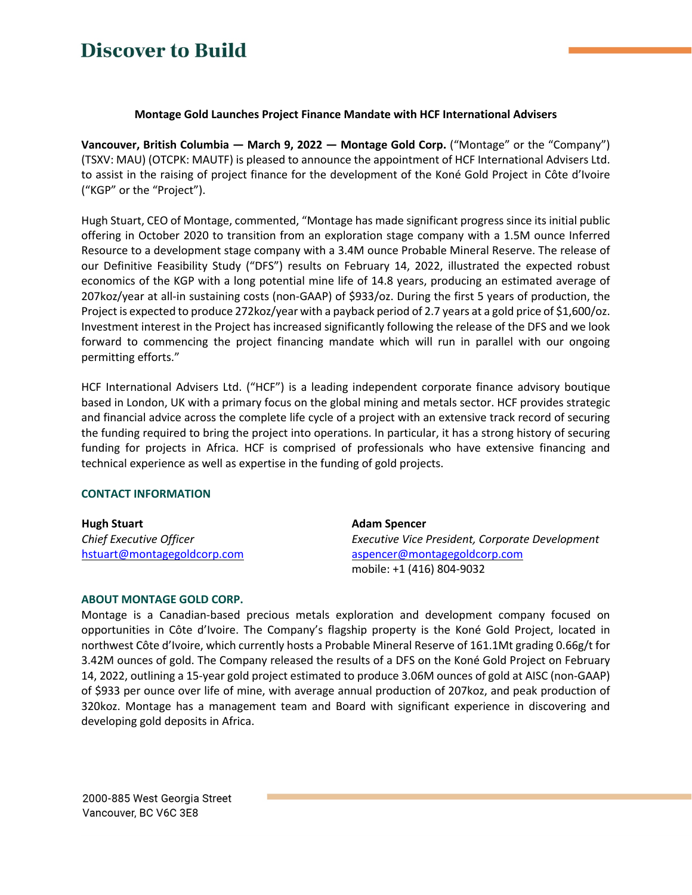# Discover to Build

**Montage Gold Launches Project Finance Mandate with HCF International Advisers**

**Vancouver, British Columbia — March 9, 2022 — Montage Gold Corp.** ("Montage" or the "Company") (TSXV: MAU) (OTCPK: MAUTF) is pleased to announce the appointment of HCF International Advisers Ltd. to assist in the raising of project finance for the development of the Koné Gold Project in Côte d'Ivoire ("KGP" or the "Project").

Hugh Stuart, CEO of Montage, commented, "Montage has made significant progress since its initial public offering in October 2020 to transition from an exploration stage company with a 1.5M ounce Inferred Resource to a development stage company with a 3.4M ounce Probable Mineral Reserve. The release of our Definitive Feasibility Study ("DFS") results on February 14, 2022, illustrated the expected robust economics of the KGP with a long potential mine life of 14.8 years, producing an estimated average of 207koz/year at all-in sustaining costs (non-GAAP) of $933/oz. During the first 5 years of production, the Project is expected to produce 272koz/year with a payback period of 2.7 years at a gold price of $1,600/oz. Investment interest in the Project has increased significantly following the release of the DFS and we look forward to commencing the project financing mandate which will run in parallel with our ongoing permitting efforts."

HCF International Advisers Ltd. ("HCF") is a leading independent corporate finance advisory boutique based in London, UK with a primary focus on the global mining and metals sector. HCF provides strategic and financial advice across the complete life cycle of a project with an extensive track record of securing the funding required to bring the project into operations. In particular, it has a strong history of securing funding for projects in Africa. HCF is comprised of professionals who have extensive financing and technical experience as well as expertise in the funding of gold projects.

## CONTACT INFORMATION

**Hugh Stuart**
*Chief Executive Officer*
hstuart@montagegoldcorp.com

**Adam Spencer**
*Executive Vice President, Corporate Development*
aspencer@montagegoldcorp.com
mobile: +1 (416) 804-9032

## ABOUT MONTAGE GOLD CORP.

Montage is a Canadian-based precious metals exploration and development company focused on opportunities in Côte d'Ivoire. The Company's flagship property is the Koné Gold Project, located in northwest Côte d'Ivoire, which currently hosts a Probable Mineral Reserve of 161.1Mt grading 0.66g/t for 3.42M ounces of gold. The Company released the results of a DFS on the Koné Gold Project on February 14, 2022, outlining a 15-year gold project estimated to produce 3.06M ounces of gold at AISC (non-GAAP) of $933 per ounce over life of mine, with average annual production of 207koz, and peak production of 320koz. Montage has a management team and Board with significant experience in discovering and developing gold deposits in Africa.

2000-885 West Georgia Street
Vancouver, BC V6C 3E8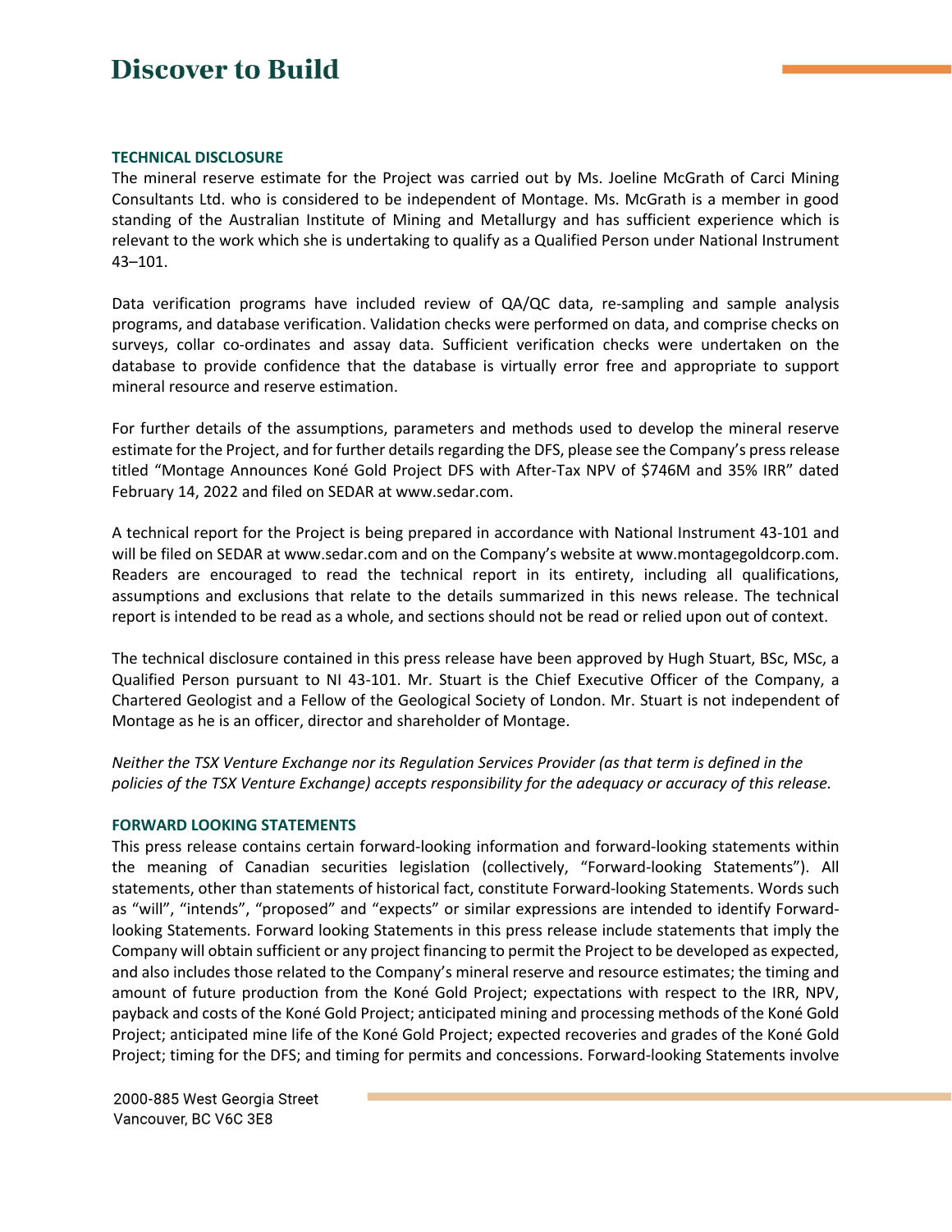## TECHNICAL DISCLOSURE

The mineral reserve estimate for the Project was carried out by Ms. Joeline McGrath of Carci Mining Consultants Ltd. who is considered to be independent of Montage. Ms. McGrath is a member in good standing of the Australian Institute of Mining and Metallurgy and has sufficient experience which is relevant to the work which she is undertaking to qualify as a Qualified Person under National Instrument 43–101.

Data verification programs have included review of QA/QC data, re-sampling and sample analysis programs, and database verification. Validation checks were performed on data, and comprise checks on surveys, collar co-ordinates and assay data. Sufficient verification checks were undertaken on the database to provide confidence that the database is virtually error free and appropriate to support mineral resource and reserve estimation.

For further details of the assumptions, parameters and methods used to develop the mineral reserve estimate for the Project, and for further details regarding the DFS, please see the Company's press release titled "Montage Announces Koné Gold Project DFS with After-Tax NPV of $746M and 35% IRR" dated February 14, 2022 and filed on SEDAR at www.sedar.com.

A technical report for the Project is being prepared in accordance with National Instrument 43-101 and will be filed on SEDAR at www.sedar.com and on the Company's website at www.montagegoldcorp.com. Readers are encouraged to read the technical report in its entirety, including all qualifications, assumptions and exclusions that relate to the details summarized in this news release. The technical report is intended to be read as a whole, and sections should not be read or relied upon out of context.

The technical disclosure contained in this press release have been approved by Hugh Stuart, BSc, MSc, a Qualified Person pursuant to NI 43-101. Mr. Stuart is the Chief Executive Officer of the Company, a Chartered Geologist and a Fellow of the Geological Society of London. Mr. Stuart is not independent of Montage as he is an officer, director and shareholder of Montage.

*Neither the TSX Venture Exchange nor its Regulation Services Provider (as that term is defined in the policies of the TSX Venture Exchange) accepts responsibility for the adequacy or accuracy of this release.*

## FORWARD LOOKING STATEMENTS

This press release contains certain forward-looking information and forward-looking statements within the meaning of Canadian securities legislation (collectively, "Forward-looking Statements"). All statements, other than statements of historical fact, constitute Forward-looking Statements. Words such as "will", "intends", "proposed" and "expects" or similar expressions are intended to identify Forward-looking Statements. Forward looking Statements in this press release include statements that imply the Company will obtain sufficient or any project financing to permit the Project to be developed as expected, and also includes those related to the Company's mineral reserve and resource estimates; the timing and amount of future production from the Koné Gold Project; expectations with respect to the IRR, NPV, payback and costs of the Koné Gold Project; anticipated mining and processing methods of the Koné Gold Project; anticipated mine life of the Koné Gold Project; expected recoveries and grades of the Koné Gold Project; timing for the DFS; and timing for permits and concessions. Forward-looking Statements involve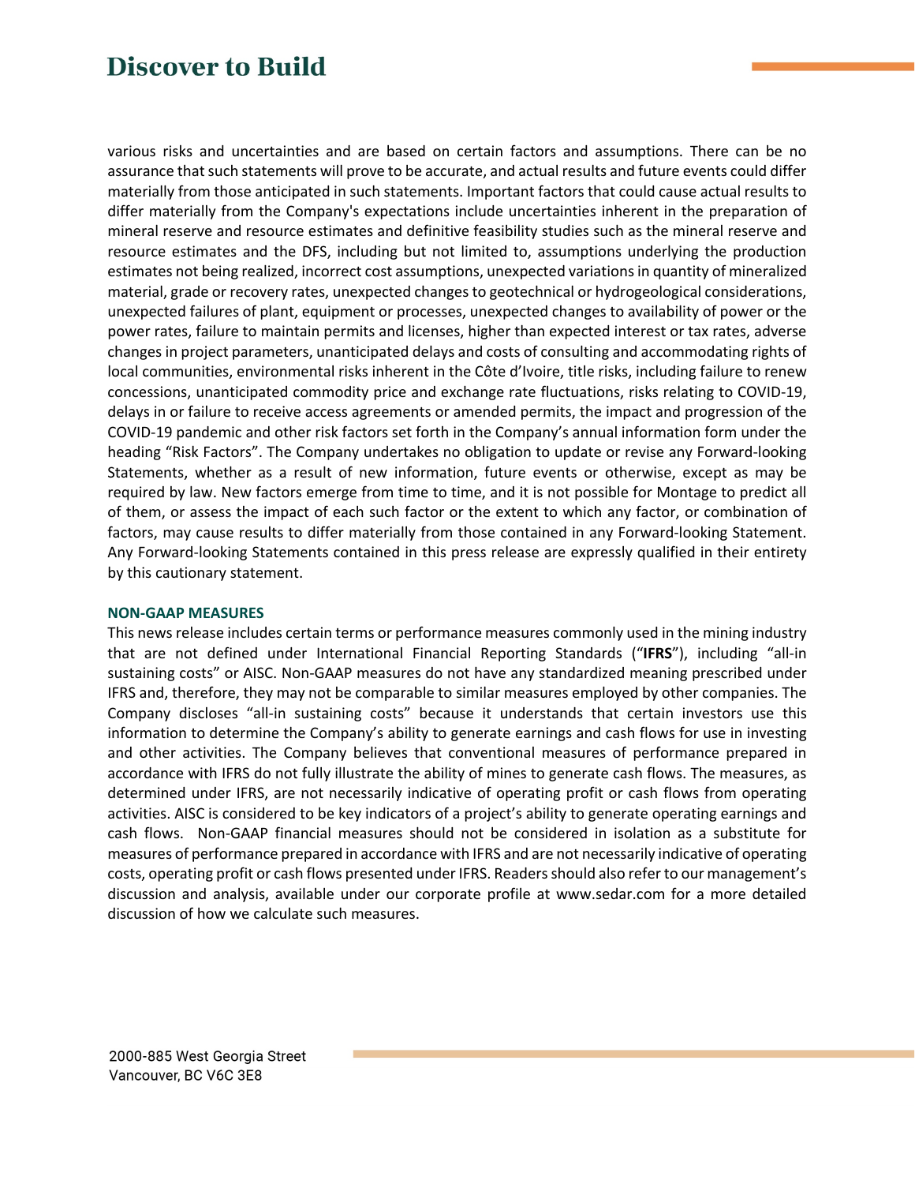various risks and uncertainties and are based on certain factors and assumptions. There can be no assurance that such statements will prove to be accurate, and actual results and future events could differ materially from those anticipated in such statements. Important factors that could cause actual results to differ materially from the Company's expectations include uncertainties inherent in the preparation of mineral reserve and resource estimates and definitive feasibility studies such as the mineral reserve and resource estimates and the DFS, including but not limited to, assumptions underlying the production estimates not being realized, incorrect cost assumptions, unexpected variations in quantity of mineralized material, grade or recovery rates, unexpected changes to geotechnical or hydrogeological considerations, unexpected failures of plant, equipment or processes, unexpected changes to availability of power or the power rates, failure to maintain permits and licenses, higher than expected interest or tax rates, adverse changes in project parameters, unanticipated delays and costs of consulting and accommodating rights of local communities, environmental risks inherent in the Côte d'Ivoire, title risks, including failure to renew concessions, unanticipated commodity price and exchange rate fluctuations, risks relating to COVID-19, delays in or failure to receive access agreements or amended permits, the impact and progression of the COVID-19 pandemic and other risk factors set forth in the Company's annual information form under the heading "Risk Factors". The Company undertakes no obligation to update or revise any Forward-looking Statements, whether as a result of new information, future events or otherwise, except as may be required by law. New factors emerge from time to time, and it is not possible for Montage to predict all of them, or assess the impact of each such factor or the extent to which any factor, or combination of factors, may cause results to differ materially from those contained in any Forward-looking Statement. Any Forward-looking Statements contained in this press release are expressly qualified in their entirety by this cautionary statement.

### NON-GAAP MEASURES

This news release includes certain terms or performance measures commonly used in the mining industry that are not defined under International Financial Reporting Standards ("**IFRS**"), including "all-in sustaining costs" or AISC. Non-GAAP measures do not have any standardized meaning prescribed under IFRS and, therefore, they may not be comparable to similar measures employed by other companies. The Company discloses "all-in sustaining costs" because it understands that certain investors use this information to determine the Company's ability to generate earnings and cash flows for use in investing and other activities. The Company believes that conventional measures of performance prepared in accordance with IFRS do not fully illustrate the ability of mines to generate cash flows. The measures, as determined under IFRS, are not necessarily indicative of operating profit or cash flows from operating activities. AISC is considered to be key indicators of a project's ability to generate operating earnings and cash flows. Non-GAAP financial measures should not be considered in isolation as a substitute for measures of performance prepared in accordance with IFRS and are not necessarily indicative of operating costs, operating profit or cash flows presented under IFRS. Readers should also refer to our management's discussion and analysis, available under our corporate profile at www.sedar.com for a more detailed discussion of how we calculate such measures.